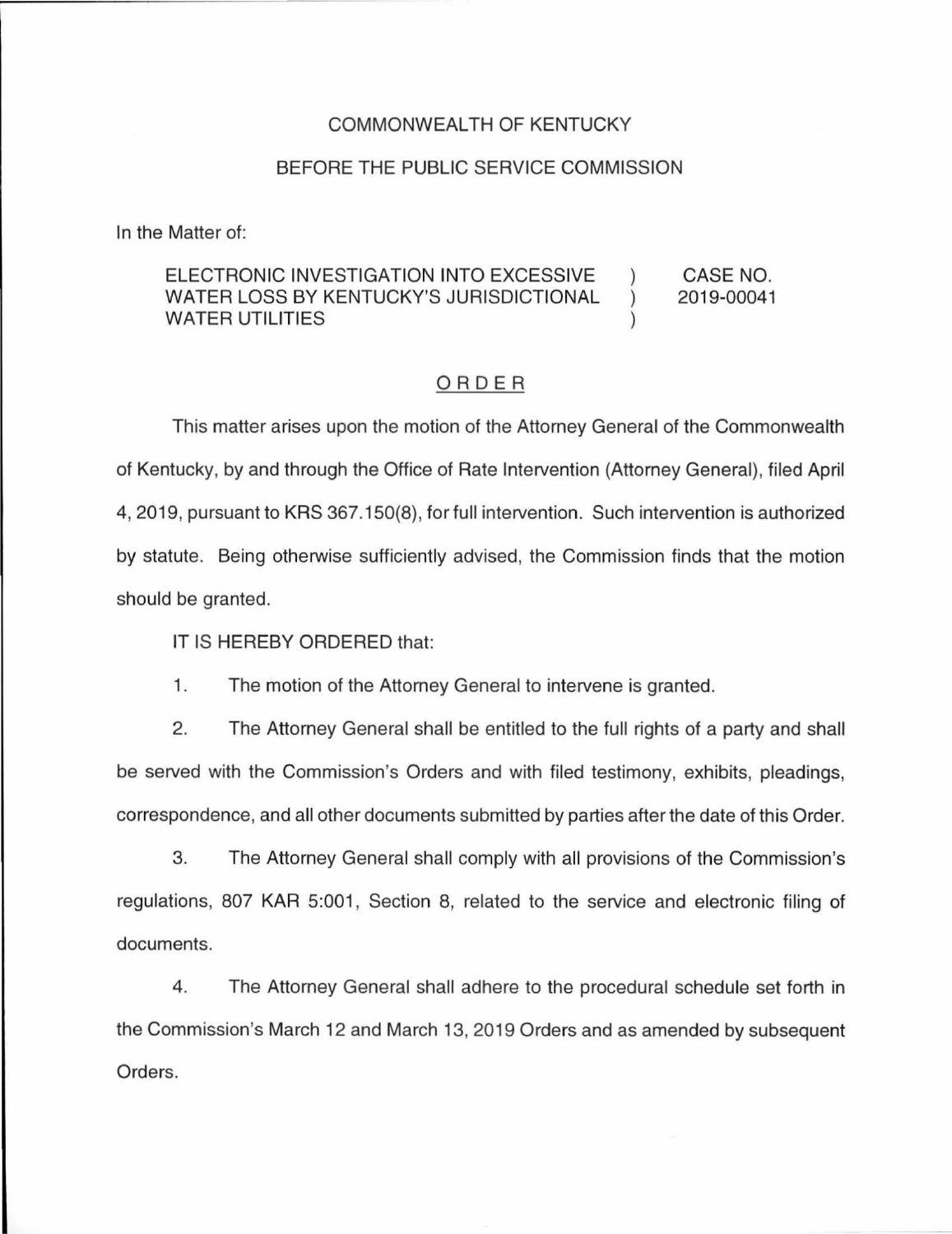COMMONWEALTH OF KENTUCKY

BEFORE THE PUBLIC SERVICE COMMISSION

In the Matter of:

| | | |
|---|---|---|
| ELECTRONIC INVESTIGATION INTO EXCESSIVE WATER LOSS BY KENTUCKY'S JURISDICTIONAL WATER UTILITIES | ) ) ) | CASE NO. 2019-00041 |

## ORDER

This matter arises upon the motion of the Attorney General of the Commonwealth of Kentucky, by and through the Office of Rate Intervention (Attorney General), filed April 4, 2019, pursuant to KRS 367.150(8), for full intervention. Such intervention is authorized by statute. Being otherwise sufficiently advised, the Commission finds that the motion should be granted.

IT IS HEREBY ORDERED that:

1. The motion of the Attorney General to intervene is granted.

2. The Attorney General shall be entitled to the full rights of a party and shall be served with the Commission's Orders and with filed testimony, exhibits, pleadings, correspondence, and all other documents submitted by parties after the date of this Order.

3. The Attorney General shall comply with all provisions of the Commission's regulations, 807 KAR 5:001, Section 8, related to the service and electronic filing of documents.

4. The Attorney General shall adhere to the procedural schedule set forth in the Commission's March 12 and March 13, 2019 Orders and as amended by subsequent Orders.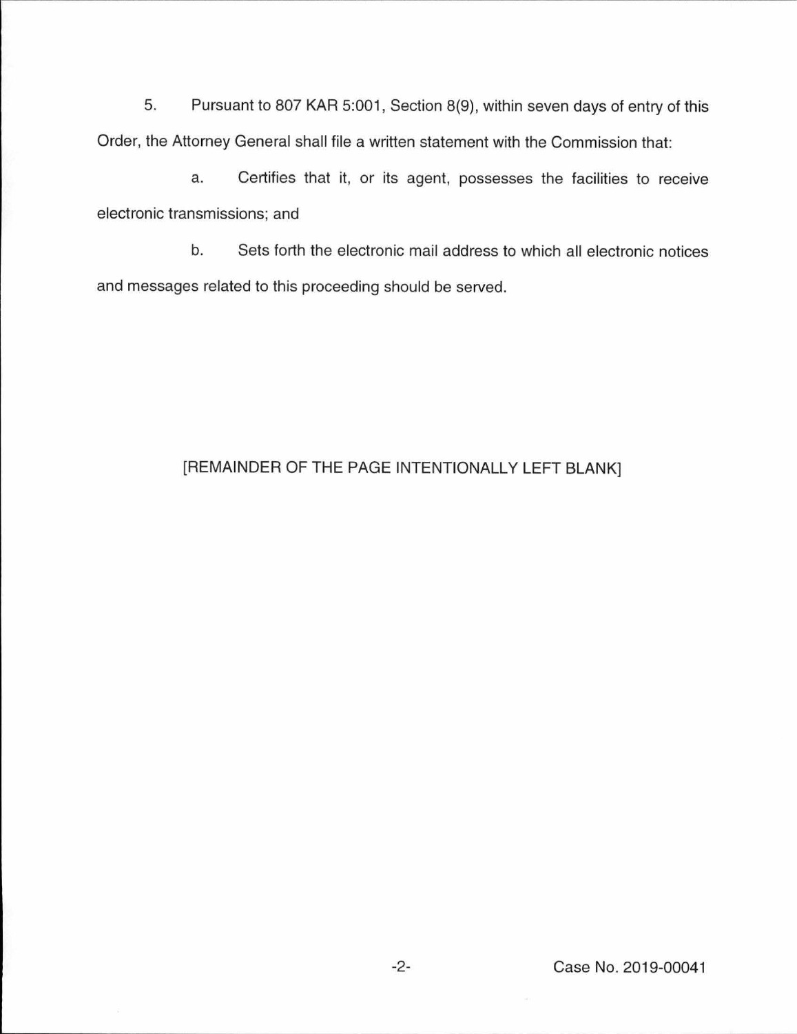5. Pursuant to 807 KAR 5:001, Section 8(9), within seven days of entry of this Order, the Attorney General shall file a written statement with the Commission that:

    a. Certifies that it, or its agent, possesses the facilities to receive electronic transmissions; and

    b. Sets forth the electronic mail address to which all electronic notices and messages related to this proceeding should be served.

[REMAINDER OF THE PAGE INTENTIONALLY LEFT BLANK]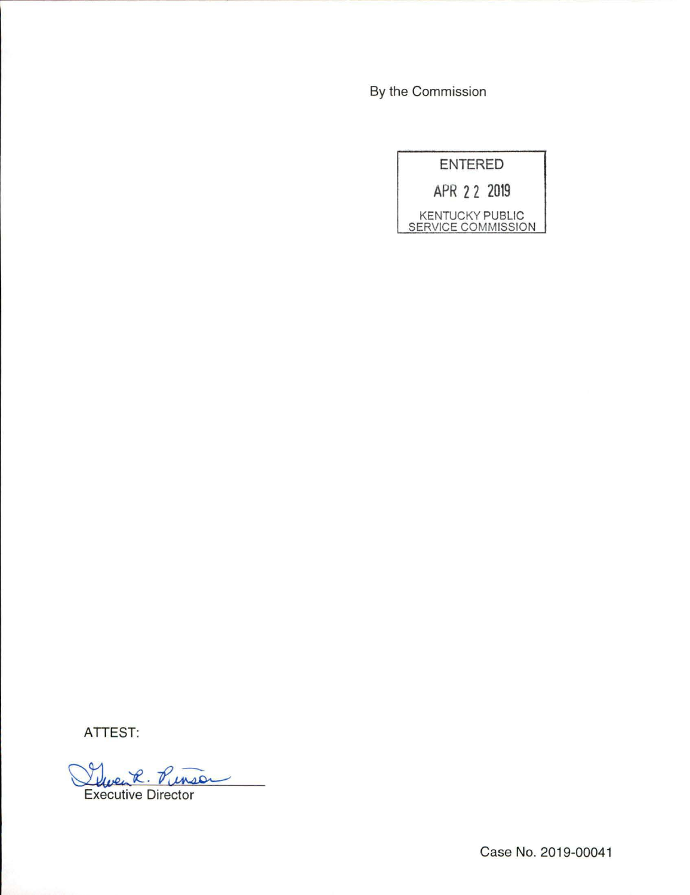By the Commission

ENTERED

APR 22 2019

KENTUCKY PUBLIC SERVICE COMMISSION

ATTEST:

Gwen R. Pinson

Executive Director

Case No. 2019-00041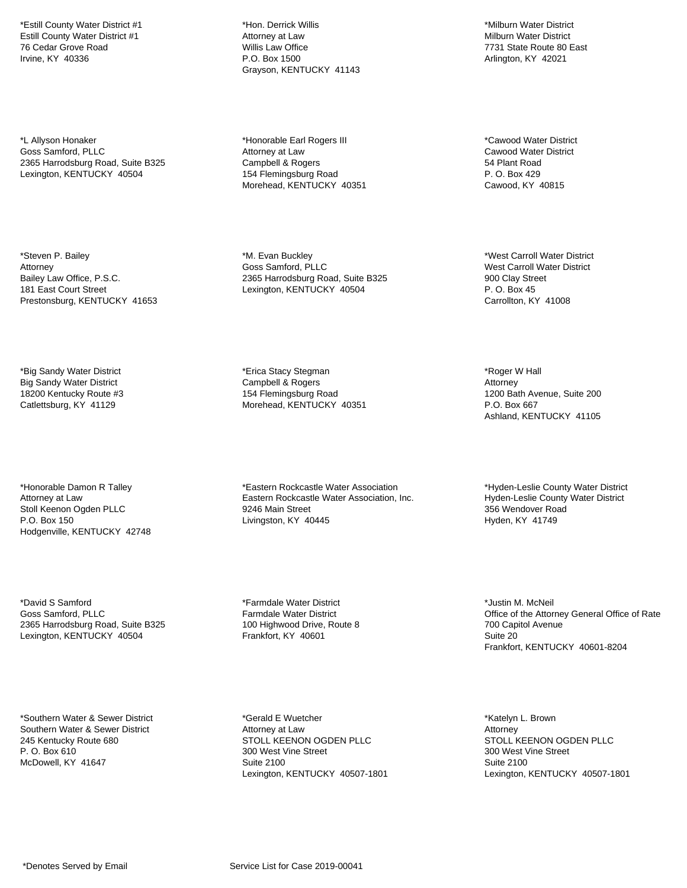*Estill County Water District #1
Estill County Water District #1
76 Cedar Grove Road
Irvine, KY 40336

*Hon. Derrick Willis
Attorney at Law
Willis Law Office
P.O. Box 1500
Grayson, KENTUCKY 41143

*Milburn Water District
Milburn Water District
7731 State Route 80 East
Arlington, KY 42021

*L Allyson Honaker
Goss Samford, PLLC
2365 Harrodsburg Road, Suite B325
Lexington, KENTUCKY 40504

*Honorable Earl Rogers III
Attorney at Law
Campbell & Rogers
154 Flemingsburg Road
Morehead, KENTUCKY 40351

*Cawood Water District
Cawood Water District
54 Plant Road
P. O. Box 429
Cawood, KY 40815

*Steven P. Bailey
Attorney
Bailey Law Office, P.S.C.
181 East Court Street
Prestonsburg, KENTUCKY 41653

*M. Evan Buckley
Goss Samford, PLLC
2365 Harrodsburg Road, Suite B325
Lexington, KENTUCKY 40504

*West Carroll Water District
West Carroll Water District
900 Clay Street
P. O. Box 45
Carrollton, KY 41008

*Big Sandy Water District
Big Sandy Water District
18200 Kentucky Route #3
Catlettsburg, KY 41129

*Erica Stacy Stegman
Campbell & Rogers
154 Flemingsburg Road
Morehead, KENTUCKY 40351

*Roger W Hall
Attorney
1200 Bath Avenue, Suite 200
P.O. Box 667
Ashland, KENTUCKY 41105

*Honorable Damon R Talley
Attorney at Law
Stoll Keenon Ogden PLLC
P.O. Box 150
Hodgenville, KENTUCKY 42748

*Eastern Rockcastle Water Association
Eastern Rockcastle Water Association, Inc.
9246 Main Street
Livingston, KY 40445

*Hyden-Leslie County Water District
Hyden-Leslie County Water District
356 Wendover Road
Hyden, KY 41749

*David S Samford
Goss Samford, PLLC
2365 Harrodsburg Road, Suite B325
Lexington, KENTUCKY 40504

*Farmdale Water District
Farmdale Water District
100 Highwood Drive, Route 8
Frankfort, KY 40601

*Justin M. McNeil
Office of the Attorney General Office of Rate
700 Capitol Avenue
Suite 20
Frankfort, KENTUCKY 40601-8204

*Southern Water & Sewer District
Southern Water & Sewer District
245 Kentucky Route 680
P. O. Box 610
McDowell, KY 41647

*Gerald E Wuetcher
Attorney at Law
STOLL KEENON OGDEN PLLC
300 West Vine Street
Suite 2100
Lexington, KENTUCKY 40507-1801

*Katelyn L. Brown
Attorney
STOLL KEENON OGDEN PLLC
300 West Vine Street
Suite 2100
Lexington, KENTUCKY 40507-1801

*Denotes Served by Email

Service List for Case 2019-00041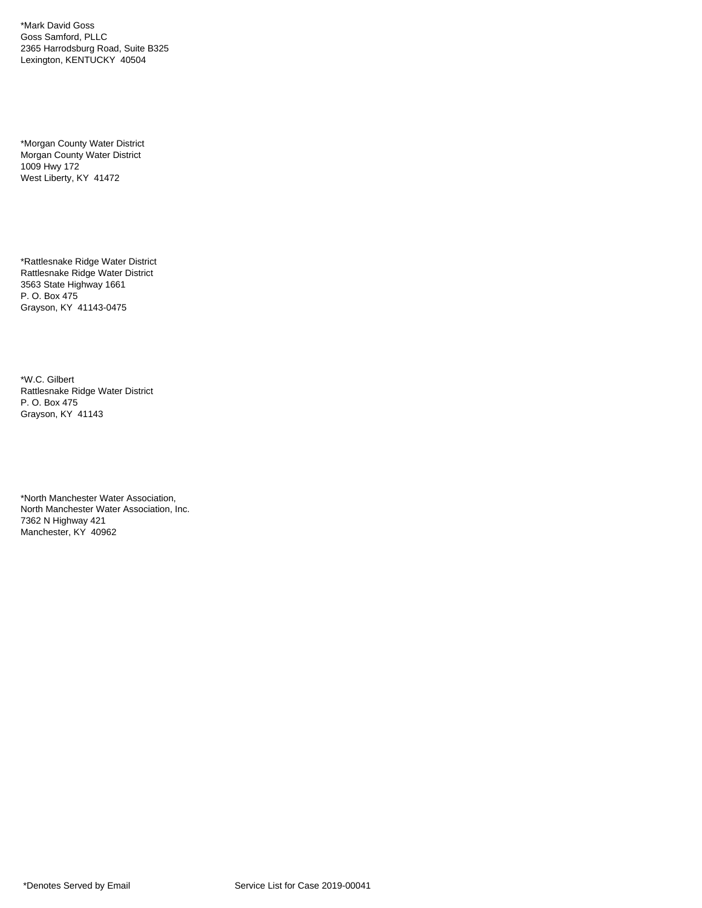*Mark David Goss
Goss Samford, PLLC
2365 Harrodsburg Road, Suite B325
Lexington, KENTUCKY  40504

*Morgan County Water District
Morgan County Water District
1009 Hwy 172
West Liberty, KY  41472

*Rattlesnake Ridge Water District
Rattlesnake Ridge Water District
3563 State Highway 1661
P. O. Box 475
Grayson, KY  41143-0475

*W.C. Gilbert
Rattlesnake Ridge Water District
P. O. Box 475
Grayson, KY  41143

*North Manchester Water Association,
North Manchester Water Association, Inc.
7362 N Highway 421
Manchester, KY  40962

*Denotes Served by Email

Service List for Case 2019-00041